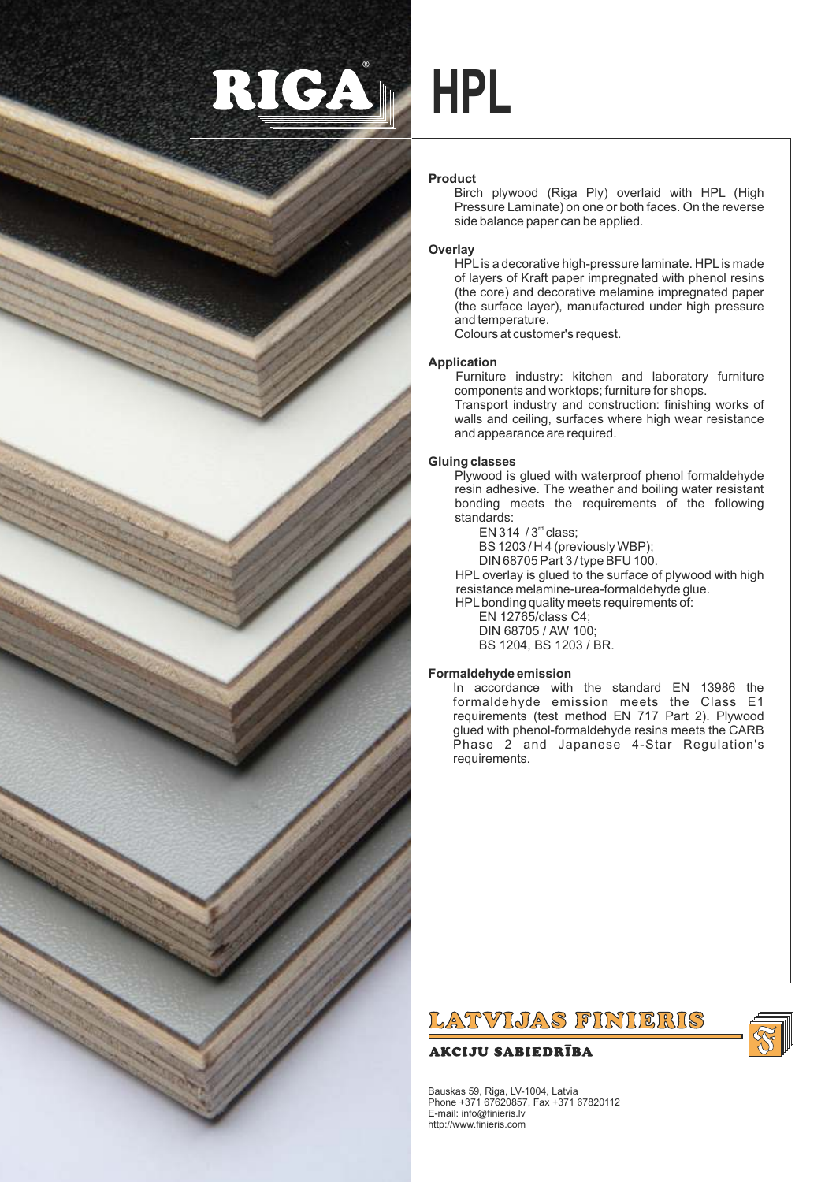RIGA®

# HPL

## Product

Birch plywood (Riga Ply) overlaid with HPL (High Pressure Laminate) on one or both faces. On the reverse side balance paper can be applied.

## Overlay

HPL is a decorative high-pressure laminate. HPL is made of layers of Kraft paper impregnated with phenol resins (the core) and decorative melamine impregnated paper (the surface layer), manufactured under high pressure and temperature.

Colours at customer's request.

## Application

Furniture industry: kitchen and laboratory furniture components and worktops; furniture for shops.

Transport industry and construction: finishing works of walls and ceiling, surfaces where high wear resistance and appearance are required.

## Gluing classes

Plywood is glued with waterproof phenol formaldehyde resin adhesive. The weather and boiling water resistant bonding meets the requirements of the following standards:

- EN 314 / 3rd class;
- BS 1203 / H 4 (previously WBP);
- DIN 68705 Part 3 / type BFU 100.

HPL overlay is glued to the surface of plywood with high resistance melamine-urea-formaldehyde glue.

HPL bonding quality meets requirements of:

- EN 12765/class C4;
- DIN 68705 / AW 100;
- BS 1204, BS 1203 / BR.

## Formaldehyde emission

In accordance with the standard EN 13986 the formaldehyde emission meets the Class E1 requirements (test method EN 717 Part 2). Plywood glued with phenol-formaldehyde resins meets the CARB Phase 2 and Japanese 4-Star Regulation's requirements.

**LATVIJAS FINIERIS**

**AKCIJU SABIEDRĪBA**

Bauskas 59, Riga, LV-1004, Latvia
Phone +371 67620857, Fax +371 67820112
E-mail: info@finieris.lv
http://www.finieris.com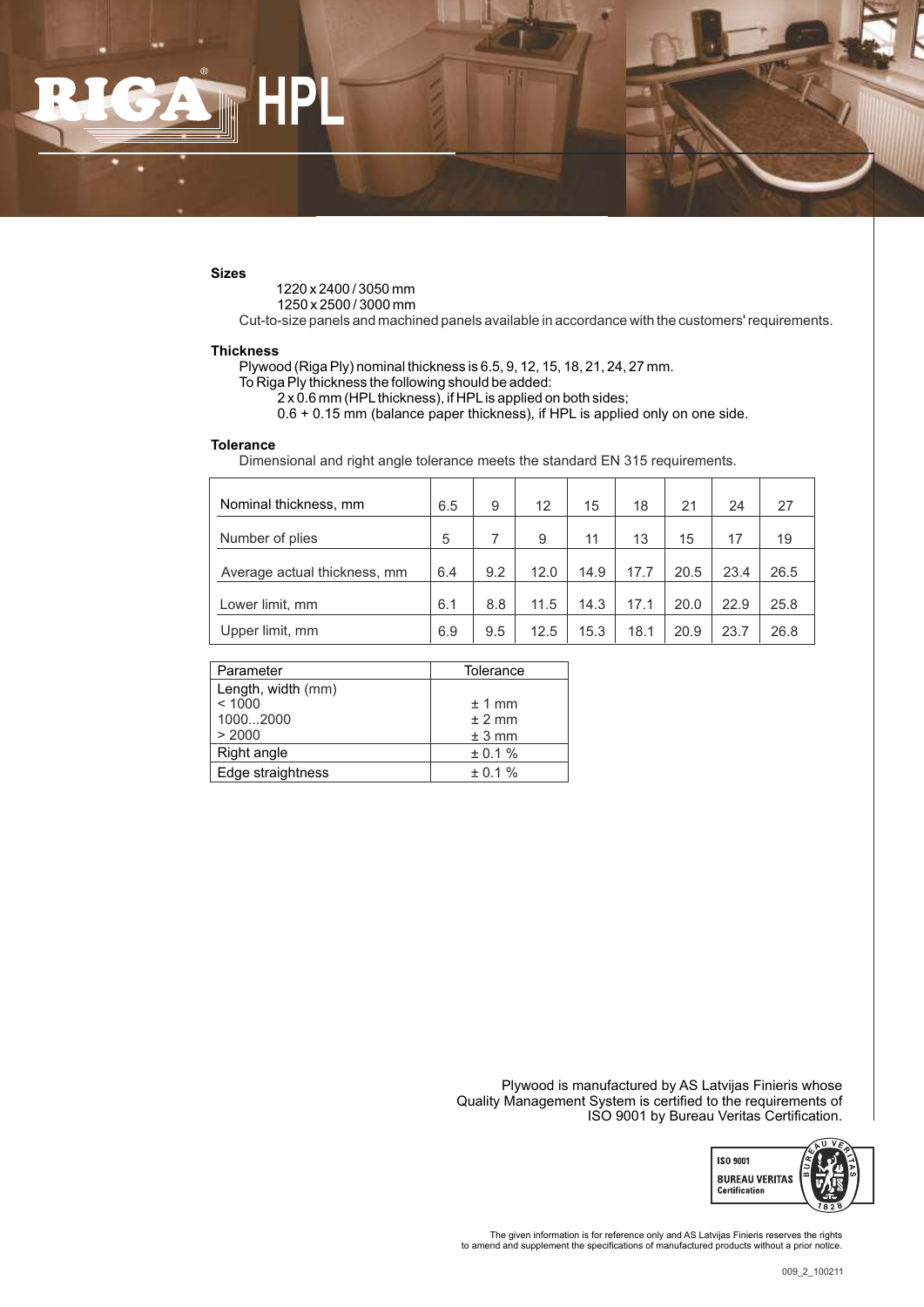# RIGA® HPL

**Sizes**

1220 x 2400 / 3050 mm
1250 x 2500 / 3000 mm

Cut-to-size panels and machined panels available in accordance with the customers' requirements.

**Thickness**

Plywood (Riga Ply) nominal thickness is 6.5, 9, 12, 15, 18, 21, 24, 27 mm.
To Riga Ply thickness the following should be added:

2 x 0.6 mm (HPL thickness), if HPL is applied on both sides;
0.6 + 0.15 mm (balance paper thickness), if HPL is applied only on one side.

**Tolerance**

Dimensional and right angle tolerance meets the standard EN 315 requirements.

| Nominal thickness, mm | 6.5 | 9 | 12 | 15 | 18 | 21 | 24 | 27 |
|---|---|---|---|---|---|---|---|---|
| Number of plies | 5 | 7 | 9 | 11 | 13 | 15 | 17 | 19 |
| Average actual thickness, mm | 6.4 | 9.2 | 12.0 | 14.9 | 17.7 | 20.5 | 23.4 | 26.5 |
| Lower limit, mm | 6.1 | 8.8 | 11.5 | 14.3 | 17.1 | 20.0 | 22.9 | 25.8 |
| Upper limit, mm | 6.9 | 9.5 | 12.5 | 15.3 | 18.1 | 20.9 | 23.7 | 26.8 |

| Parameter | Tolerance |
|---|---|
| Length, width (mm) | |
| < 1000 | ± 1 mm |
| 1000...2000 | ± 2 mm |
| > 2000 | ± 3 mm |
| Right angle | ± 0.1 % |
| Edge straightness | ± 0.1 % |

Plywood is manufactured by AS Latvijas Finieris whose Quality Management System is certified to the requirements of ISO 9001 by Bureau Veritas Certification.

ISO 9001
BUREAU VERITAS
Certification

The given information is for reference only and AS Latvijas Finieris reserves the rights to amend and supplement the specifications of manufactured products without a prior notice.

009_2_100211